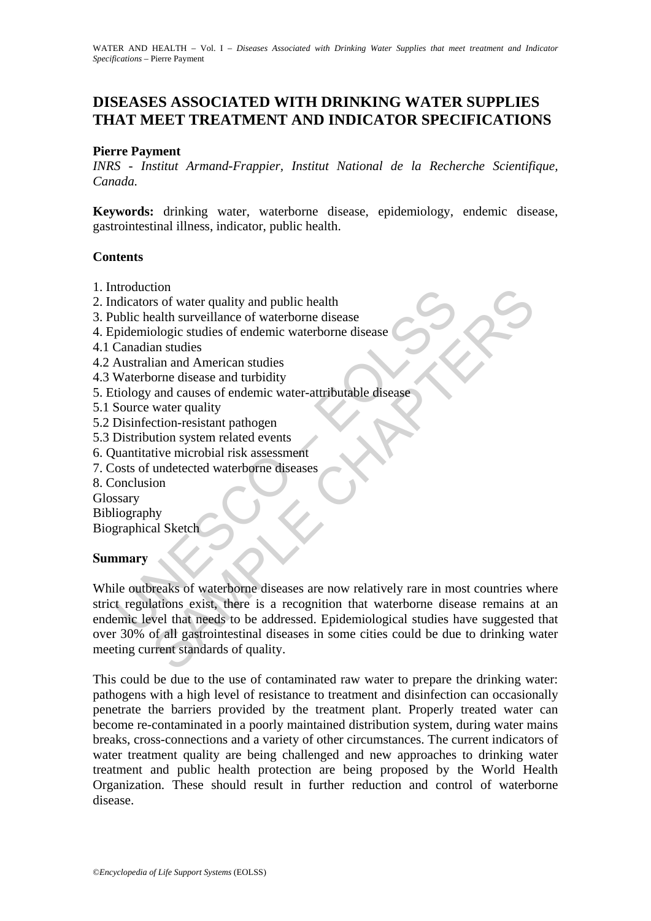# DISEASES ASSOCIATED WITH DRINKING WATER SUPPLIES THAT MEET TREATMENT AND INDICATOR SPECIFICATIONS

**Pierre Payment**

*INRS - Institut Armand-Frappier, Institut National de la Recherche Scientifique, Canada.*

**Keywords:** drinking water, waterborne disease, epidemiology, endemic disease, gastrointestinal illness, indicator, public health.

## Contents

1. Introduction
2. Indicators of water quality and public health
3. Public health surveillance of waterborne disease
4. Epidemiologic studies of endemic waterborne disease
4.1 Canadian studies
4.2 Australian and American studies
4.3 Waterborne disease and turbidity
5. Etiology and causes of endemic water-attributable disease
5.1 Source water quality
5.2 Disinfection-resistant pathogen
5.3 Distribution system related events
6. Quantitative microbial risk assessment
7. Costs of undetected waterborne diseases
8. Conclusion

Glossary
Bibliography
Biographical Sketch

## Summary

While outbreaks of waterborne diseases are now relatively rare in most countries where strict regulations exist, there is a recognition that waterborne disease remains at an endemic level that needs to be addressed. Epidemiological studies have suggested that over 30% of all gastrointestinal diseases in some cities could be due to drinking water meeting current standards of quality.

This could be due to the use of contaminated raw water to prepare the drinking water: pathogens with a high level of resistance to treatment and disinfection can occasionally penetrate the barriers provided by the treatment plant. Properly treated water can become re-contaminated in a poorly maintained distribution system, during water mains breaks, cross-connections and a variety of other circumstances. The current indicators of water treatment quality are being challenged and new approaches to drinking water treatment and public health protection are being proposed by the World Health Organization. These should result in further reduction and control of waterborne disease.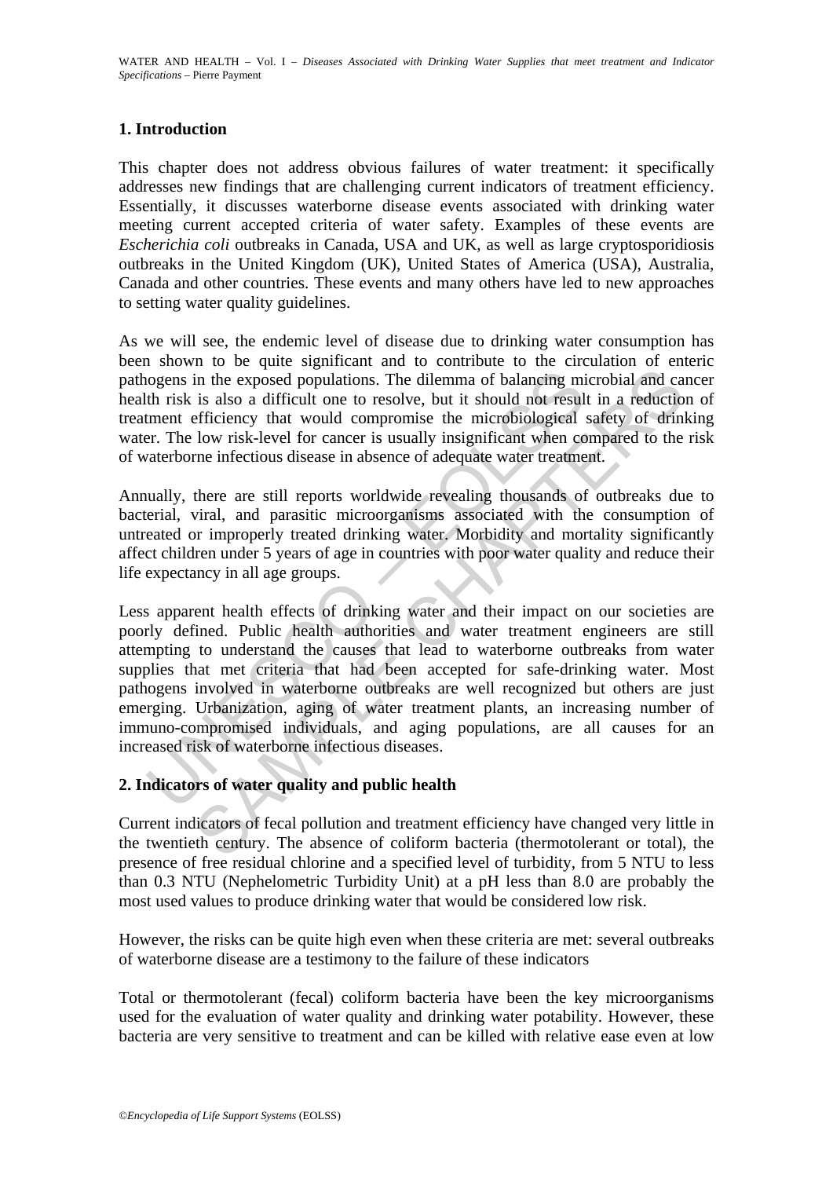## 1. Introduction

This chapter does not address obvious failures of water treatment: it specifically addresses new findings that are challenging current indicators of treatment efficiency. Essentially, it discusses waterborne disease events associated with drinking water meeting current accepted criteria of water safety. Examples of these events are *Escherichia coli* outbreaks in Canada, USA and UK, as well as large cryptosporidiosis outbreaks in the United Kingdom (UK), United States of America (USA), Australia, Canada and other countries. These events and many others have led to new approaches to setting water quality guidelines.

As we will see, the endemic level of disease due to drinking water consumption has been shown to be quite significant and to contribute to the circulation of enteric pathogens in the exposed populations. The dilemma of balancing microbial and cancer health risk is also a difficult one to resolve, but it should not result in a reduction of treatment efficiency that would compromise the microbiological safety of drinking water. The low risk-level for cancer is usually insignificant when compared to the risk of waterborne infectious disease in absence of adequate water treatment.

Annually, there are still reports worldwide revealing thousands of outbreaks due to bacterial, viral, and parasitic microorganisms associated with the consumption of untreated or improperly treated drinking water. Morbidity and mortality significantly affect children under 5 years of age in countries with poor water quality and reduce their life expectancy in all age groups.

Less apparent health effects of drinking water and their impact on our societies are poorly defined. Public health authorities and water treatment engineers are still attempting to understand the causes that lead to waterborne outbreaks from water supplies that met criteria that had been accepted for safe-drinking water. Most pathogens involved in waterborne outbreaks are well recognized but others are just emerging. Urbanization, aging of water treatment plants, an increasing number of immuno-compromised individuals, and aging populations, are all causes for an increased risk of waterborne infectious diseases.

## 2. Indicators of water quality and public health

Current indicators of fecal pollution and treatment efficiency have changed very little in the twentieth century. The absence of coliform bacteria (thermotolerant or total), the presence of free residual chlorine and a specified level of turbidity, from 5 NTU to less than 0.3 NTU (Nephelometric Turbidity Unit) at a pH less than 8.0 are probably the most used values to produce drinking water that would be considered low risk.

However, the risks can be quite high even when these criteria are met: several outbreaks of waterborne disease are a testimony to the failure of these indicators

Total or thermotolerant (fecal) coliform bacteria have been the key microorganisms used for the evaluation of water quality and drinking water potability. However, these bacteria are very sensitive to treatment and can be killed with relative ease even at low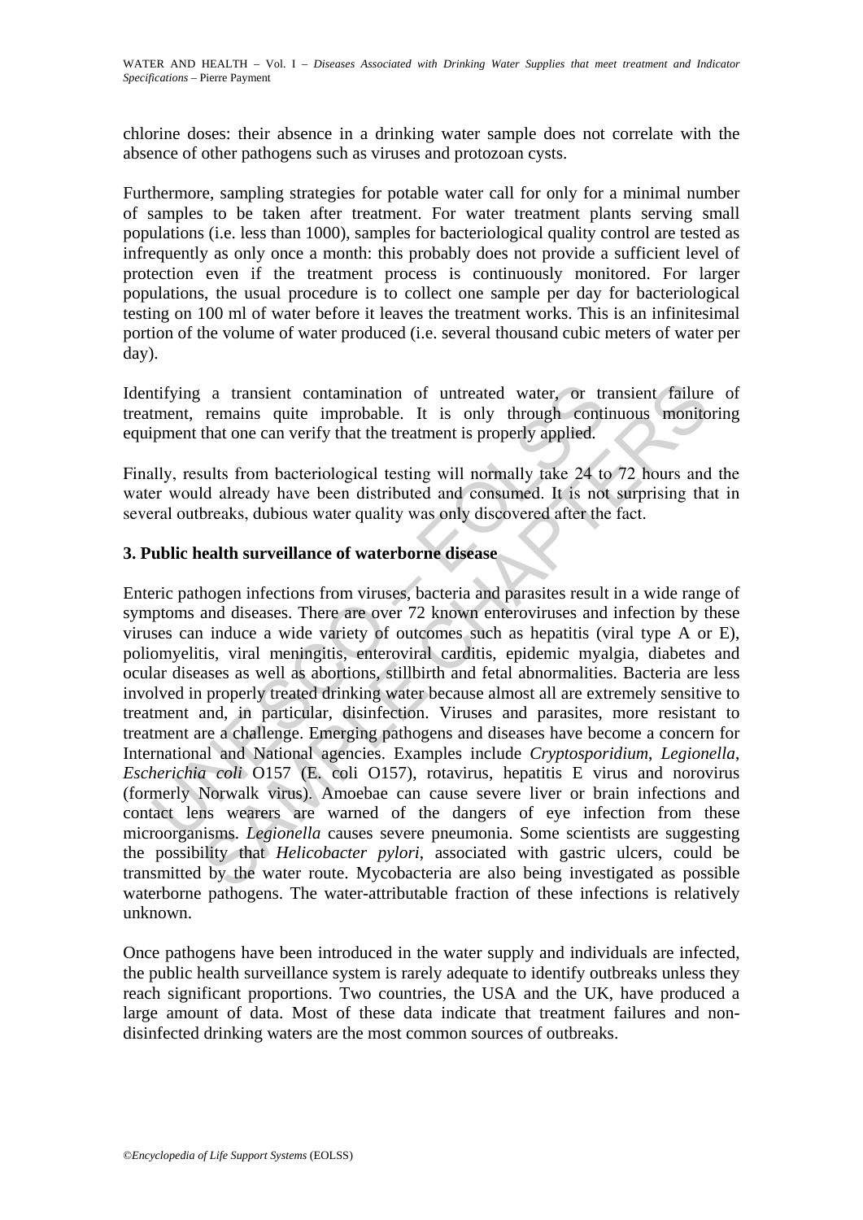chlorine doses: their absence in a drinking water sample does not correlate with the absence of other pathogens such as viruses and protozoan cysts.

Furthermore, sampling strategies for potable water call for only for a minimal number of samples to be taken after treatment. For water treatment plants serving small populations (i.e. less than 1000), samples for bacteriological quality control are tested as infrequently as only once a month: this probably does not provide a sufficient level of protection even if the treatment process is continuously monitored. For larger populations, the usual procedure is to collect one sample per day for bacteriological testing on 100 ml of water before it leaves the treatment works. This is an infinitesimal portion of the volume of water produced (i.e. several thousand cubic meters of water per day).

Identifying a transient contamination of untreated water, or transient failure of treatment, remains quite improbable. It is only through continuous monitoring equipment that one can verify that the treatment is properly applied.

Finally, results from bacteriological testing will normally take 24 to 72 hours and the water would already have been distributed and consumed. It is not surprising that in several outbreaks, dubious water quality was only discovered after the fact.

## 3. Public health surveillance of waterborne disease

Enteric pathogen infections from viruses, bacteria and parasites result in a wide range of symptoms and diseases. There are over 72 known enteroviruses and infection by these viruses can induce a wide variety of outcomes such as hepatitis (viral type A or E), poliomyelitis, viral meningitis, enteroviral carditis, epidemic myalgia, diabetes and ocular diseases as well as abortions, stillbirth and fetal abnormalities. Bacteria are less involved in properly treated drinking water because almost all are extremely sensitive to treatment and, in particular, disinfection. Viruses and parasites, more resistant to treatment are a challenge. Emerging pathogens and diseases have become a concern for International and National agencies. Examples include *Cryptosporidium*, *Legionella*, *Escherichia coli* O157 (E. coli O157), rotavirus, hepatitis E virus and norovirus (formerly Norwalk virus). Amoebae can cause severe liver or brain infections and contact lens wearers are warned of the dangers of eye infection from these microorganisms. *Legionella* causes severe pneumonia. Some scientists are suggesting the possibility that *Helicobacter pylori*, associated with gastric ulcers, could be transmitted by the water route. Mycobacteria are also being investigated as possible waterborne pathogens. The water-attributable fraction of these infections is relatively unknown.

Once pathogens have been introduced in the water supply and individuals are infected, the public health surveillance system is rarely adequate to identify outbreaks unless they reach significant proportions. Two countries, the USA and the UK, have produced a large amount of data. Most of these data indicate that treatment failures and non-disinfected drinking waters are the most common sources of outbreaks.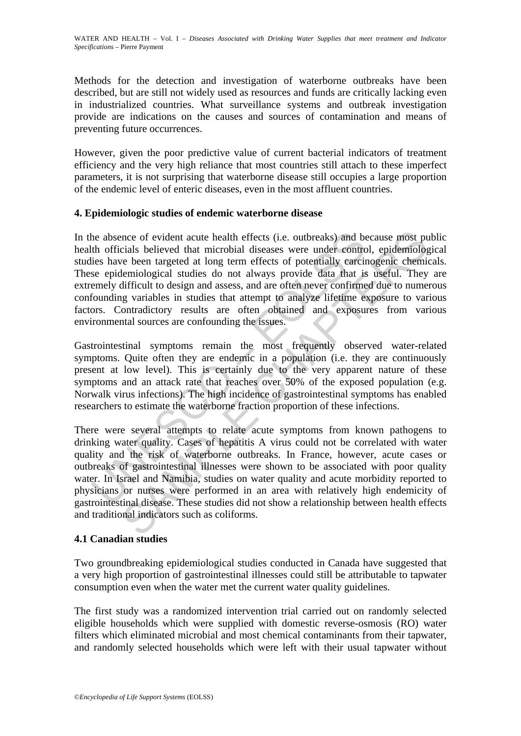Methods for the detection and investigation of waterborne outbreaks have been described, but are still not widely used as resources and funds are critically lacking even in industrialized countries. What surveillance systems and outbreak investigation provide are indications on the causes and sources of contamination and means of preventing future occurrences.

However, given the poor predictive value of current bacterial indicators of treatment efficiency and the very high reliance that most countries still attach to these imperfect parameters, it is not surprising that waterborne disease still occupies a large proportion of the endemic level of enteric diseases, even in the most affluent countries.

## 4. Epidemiologic studies of endemic waterborne disease

In the absence of evident acute health effects (i.e. outbreaks) and because most public health officials believed that microbial diseases were under control, epidemiological studies have been targeted at long term effects of potentially carcinogenic chemicals. These epidemiological studies do not always provide data that is useful. They are extremely difficult to design and assess, and are often never confirmed due to numerous confounding variables in studies that attempt to analyze lifetime exposure to various factors. Contradictory results are often obtained and exposures from various environmental sources are confounding the issues.

Gastrointestinal symptoms remain the most frequently observed water-related symptoms. Quite often they are endemic in a population (i.e. they are continuously present at low level). This is certainly due to the very apparent nature of these symptoms and an attack rate that reaches over 50% of the exposed population (e.g. Norwalk virus infections). The high incidence of gastrointestinal symptoms has enabled researchers to estimate the waterborne fraction proportion of these infections.

There were several attempts to relate acute symptoms from known pathogens to drinking water quality. Cases of hepatitis A virus could not be correlated with water quality and the risk of waterborne outbreaks. In France, however, acute cases or outbreaks of gastrointestinal illnesses were shown to be associated with poor quality water. In Israel and Namibia, studies on water quality and acute morbidity reported to physicians or nurses were performed in an area with relatively high endemicity of gastrointestinal disease. These studies did not show a relationship between health effects and traditional indicators such as coliforms.

### 4.1 Canadian studies

Two groundbreaking epidemiological studies conducted in Canada have suggested that a very high proportion of gastrointestinal illnesses could still be attributable to tapwater consumption even when the water met the current water quality guidelines.

The first study was a randomized intervention trial carried out on randomly selected eligible households which were supplied with domestic reverse-osmosis (RO) water filters which eliminated microbial and most chemical contaminants from their tapwater, and randomly selected households which were left with their usual tapwater without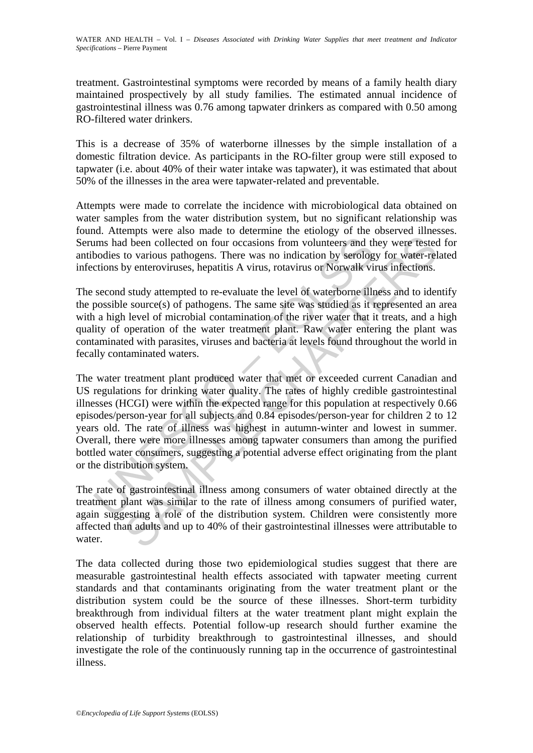treatment. Gastrointestinal symptoms were recorded by means of a family health diary maintained prospectively by all study families. The estimated annual incidence of gastrointestinal illness was 0.76 among tapwater drinkers as compared with 0.50 among RO-filtered water drinkers.

This is a decrease of 35% of waterborne illnesses by the simple installation of a domestic filtration device. As participants in the RO-filter group were still exposed to tapwater (i.e. about 40% of their water intake was tapwater), it was estimated that about 50% of the illnesses in the area were tapwater-related and preventable.

Attempts were made to correlate the incidence with microbiological data obtained on water samples from the water distribution system, but no significant relationship was found. Attempts were also made to determine the etiology of the observed illnesses. Serums had been collected on four occasions from volunteers and they were tested for antibodies to various pathogens. There was no indication by serology for water-related infections by enteroviruses, hepatitis A virus, rotavirus or Norwalk virus infections.

The second study attempted to re-evaluate the level of waterborne illness and to identify the possible source(s) of pathogens. The same site was studied as it represented an area with a high level of microbial contamination of the river water that it treats, and a high quality of operation of the water treatment plant. Raw water entering the plant was contaminated with parasites, viruses and bacteria at levels found throughout the world in fecally contaminated waters.

The water treatment plant produced water that met or exceeded current Canadian and US regulations for drinking water quality. The rates of highly credible gastrointestinal illnesses (HCGI) were within the expected range for this population at respectively 0.66 episodes/person-year for all subjects and 0.84 episodes/person-year for children 2 to 12 years old. The rate of illness was highest in autumn-winter and lowest in summer. Overall, there were more illnesses among tapwater consumers than among the purified bottled water consumers, suggesting a potential adverse effect originating from the plant or the distribution system.

The rate of gastrointestinal illness among consumers of water obtained directly at the treatment plant was similar to the rate of illness among consumers of purified water, again suggesting a role of the distribution system. Children were consistently more affected than adults and up to 40% of their gastrointestinal illnesses were attributable to water.

The data collected during those two epidemiological studies suggest that there are measurable gastrointestinal health effects associated with tapwater meeting current standards and that contaminants originating from the water treatment plant or the distribution system could be the source of these illnesses. Short-term turbidity breakthrough from individual filters at the water treatment plant might explain the observed health effects. Potential follow-up research should further examine the relationship of turbidity breakthrough to gastrointestinal illnesses, and should investigate the role of the continuously running tap in the occurrence of gastrointestinal illness.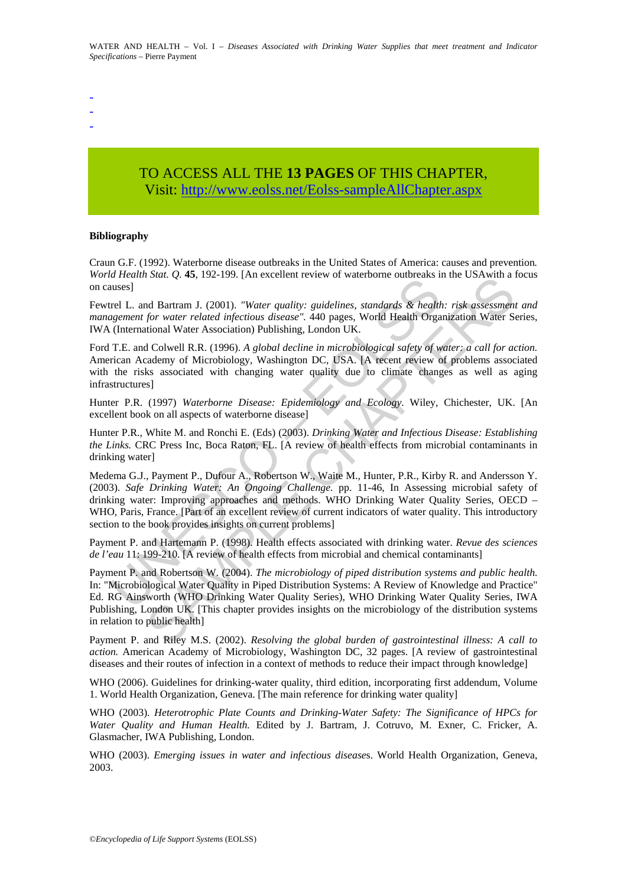-
-
-

TO ACCESS ALL THE **13 PAGES** OF THIS CHAPTER,
Visit: http://www.eolss.net/Eolss-sampleAllChapter.aspx

**Bibliography**

Craun G.F. (1992). Waterborne disease outbreaks in the United States of America: causes and prevention. *World Health Stat. Q.* **45**, 192-199. [An excellent review of waterborne outbreaks in the USAwith a focus on causes]

Fewtrel L. and Bartram J. (2001). *"Water quality: guidelines, standards & health: risk assessment and management for water related infectious disease"*. 440 pages, World Health Organization Water Series, IWA (International Water Association) Publishing, London UK.

Ford T.E. and Colwell R.R. (1996). *A global decline in microbiological safety of water: a call for action.* American Academy of Microbiology, Washington DC, USA. [A recent review of problems associated with the risks associated with changing water quality due to climate changes as well as aging infrastructures]

Hunter P.R. (1997) *Waterborne Disease: Epidemiology and Ecology*. Wiley, Chichester, UK. [An excellent book on all aspects of waterborne disease]

Hunter P.R., White M. and Ronchi E. (Eds) (2003). *Drinking Water and Infectious Disease: Establishing the Links.* CRC Press Inc, Boca Raton, FL. [A review of health effects from microbial contaminants in drinking water]

Medema G.J., Payment P., Dufour A., Robertson W., Waite M., Hunter, P.R., Kirby R. and Andersson Y. (2003). *Safe Drinking Water: An Ongoing Challenge.* pp. 11-46, In Assessing microbial safety of drinking water: Improving approaches and methods. WHO Drinking Water Quality Series, OECD – WHO, Paris, France. [Part of an excellent review of current indicators of water quality. This introductory section to the book provides insights on current problems]

Payment P. and Hartemann P. (1998). Health effects associated with drinking water. *Revue des sciences de l'eau* 11: 199-210. [A review of health effects from microbial and chemical contaminants]

Payment P. and Robertson W. (2004). *The microbiology of piped distribution systems and public health.* In: "Microbiological Water Quality in Piped Distribution Systems: A Review of Knowledge and Practice" Ed. RG Ainsworth (WHO Drinking Water Quality Series), WHO Drinking Water Quality Series, IWA Publishing, London UK. [This chapter provides insights on the microbiology of the distribution systems in relation to public health]

Payment P. and Riley M.S. (2002). *Resolving the global burden of gastrointestinal illness: A call to action.* American Academy of Microbiology, Washington DC, 32 pages. [A review of gastrointestinal diseases and their routes of infection in a context of methods to reduce their impact through knowledge]

WHO (2006). Guidelines for drinking-water quality, third edition, incorporating first addendum, Volume 1. World Health Organization, Geneva. [The main reference for drinking water quality]

WHO (2003). *Heterotrophic Plate Counts and Drinking-Water Safety: The Significance of HPCs for Water Quality and Human Health.* Edited by J. Bartram, J. Cotruvo, M. Exner, C. Fricker, A. Glasmacher, IWA Publishing, London.

WHO (2003). *Emerging issues in water and infectious diseases*. World Health Organization, Geneva, 2003.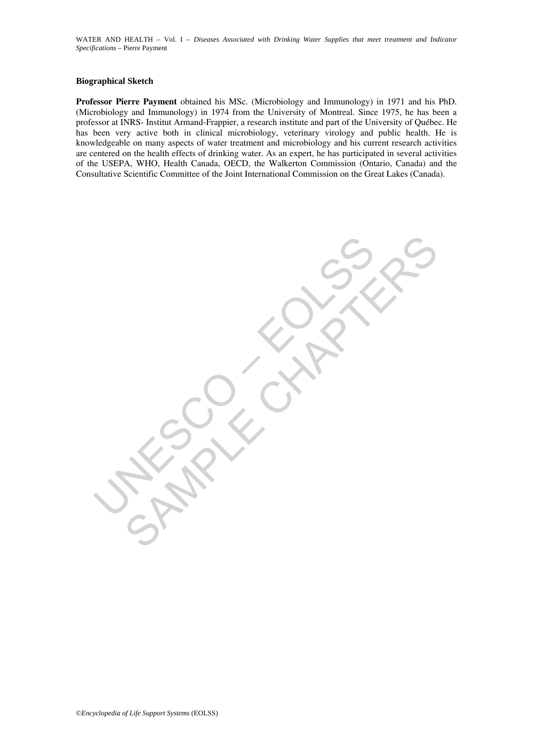### Biographical Sketch

**Professor Pierre Payment** obtained his MSc. (Microbiology and Immunology) in 1971 and his PhD. (Microbiology and Immunology) in 1974 from the University of Montreal. Since 1975, he has been a professor at INRS- Institut Armand-Frappier, a research institute and part of the University of Québec. He has been very active both in clinical microbiology, veterinary virology and public health. He is knowledgeable on many aspects of water treatment and microbiology and his current research activities are centered on the health effects of drinking water. As an expert, he has participated in several activities of the USEPA, WHO, Health Canada, OECD, the Walkerton Commission (Ontario, Canada) and the Consultative Scientific Committee of the Joint International Commission on the Great Lakes (Canada).